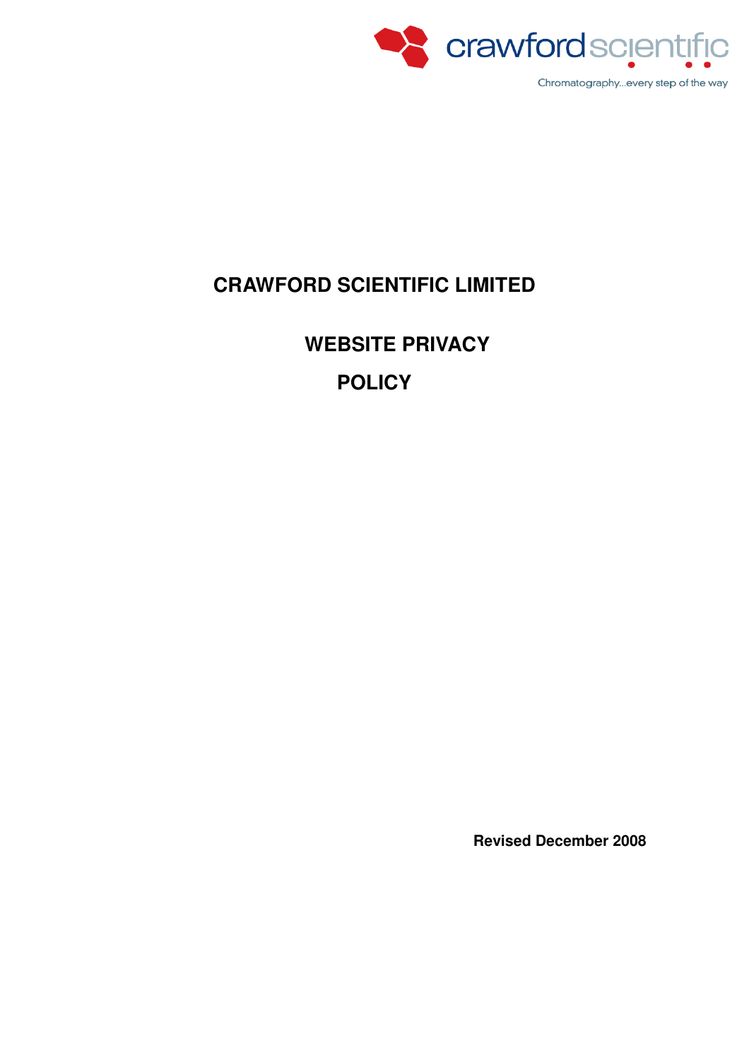crawford scientific

Chromatography...every step of the way

# CRAWFORD SCIENTIFIC LIMITED

# WEBSITE PRIVACY POLICY

**Revised December 2008**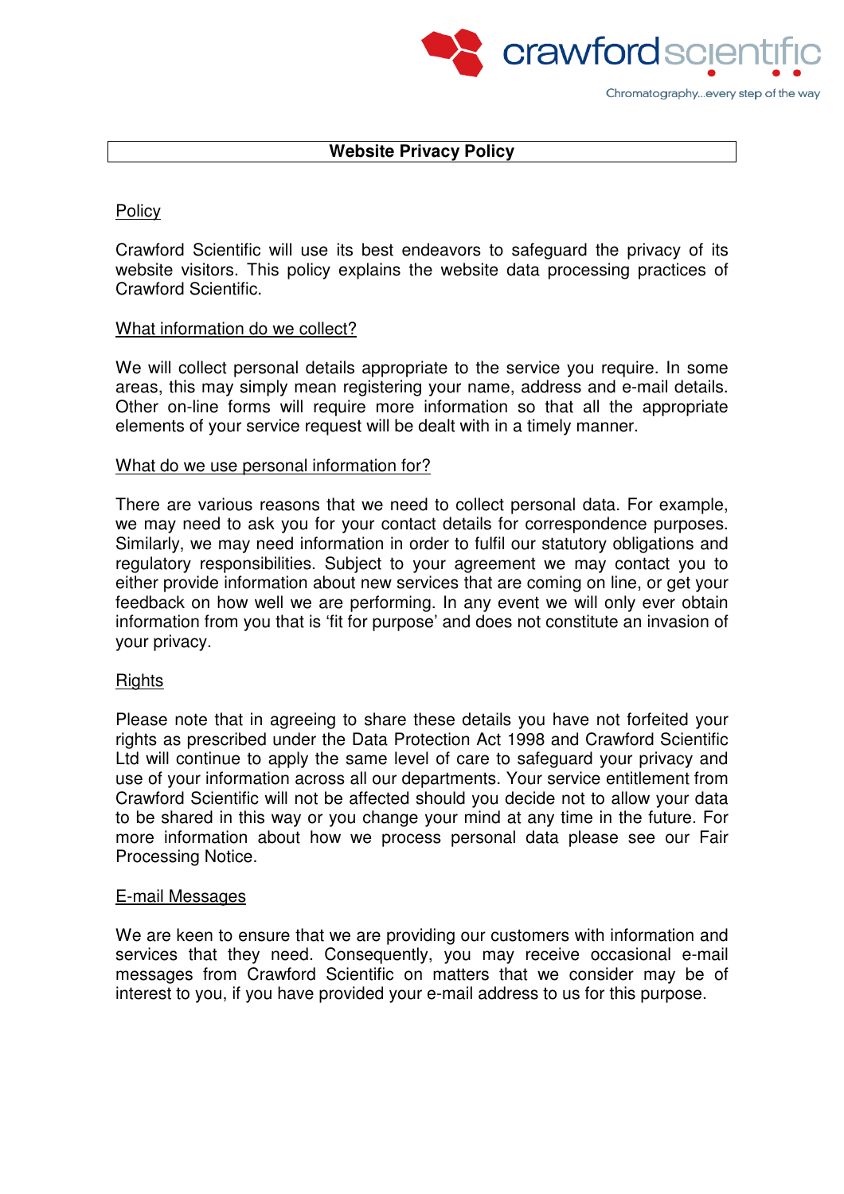# Website Privacy Policy

## Policy

Crawford Scientific will use its best endeavors to safeguard the privacy of its website visitors. This policy explains the website data processing practices of Crawford Scientific.

## What information do we collect?

We will collect personal details appropriate to the service you require. In some areas, this may simply mean registering your name, address and e-mail details. Other on-line forms will require more information so that all the appropriate elements of your service request will be dealt with in a timely manner.

## What do we use personal information for?

There are various reasons that we need to collect personal data. For example, we may need to ask you for your contact details for correspondence purposes. Similarly, we may need information in order to fulfil our statutory obligations and regulatory responsibilities. Subject to your agreement we may contact you to either provide information about new services that are coming on line, or get your feedback on how well we are performing. In any event we will only ever obtain information from you that is 'fit for purpose' and does not constitute an invasion of your privacy.

## Rights

Please note that in agreeing to share these details you have not forfeited your rights as prescribed under the Data Protection Act 1998 and Crawford Scientific Ltd will continue to apply the same level of care to safeguard your privacy and use of your information across all our departments. Your service entitlement from Crawford Scientific will not be affected should you decide not to allow your data to be shared in this way or you change your mind at any time in the future. For more information about how we process personal data please see our Fair Processing Notice.

## E-mail Messages

We are keen to ensure that we are providing our customers with information and services that they need. Consequently, you may receive occasional e-mail messages from Crawford Scientific on matters that we consider may be of interest to you, if you have provided your e-mail address to us for this purpose.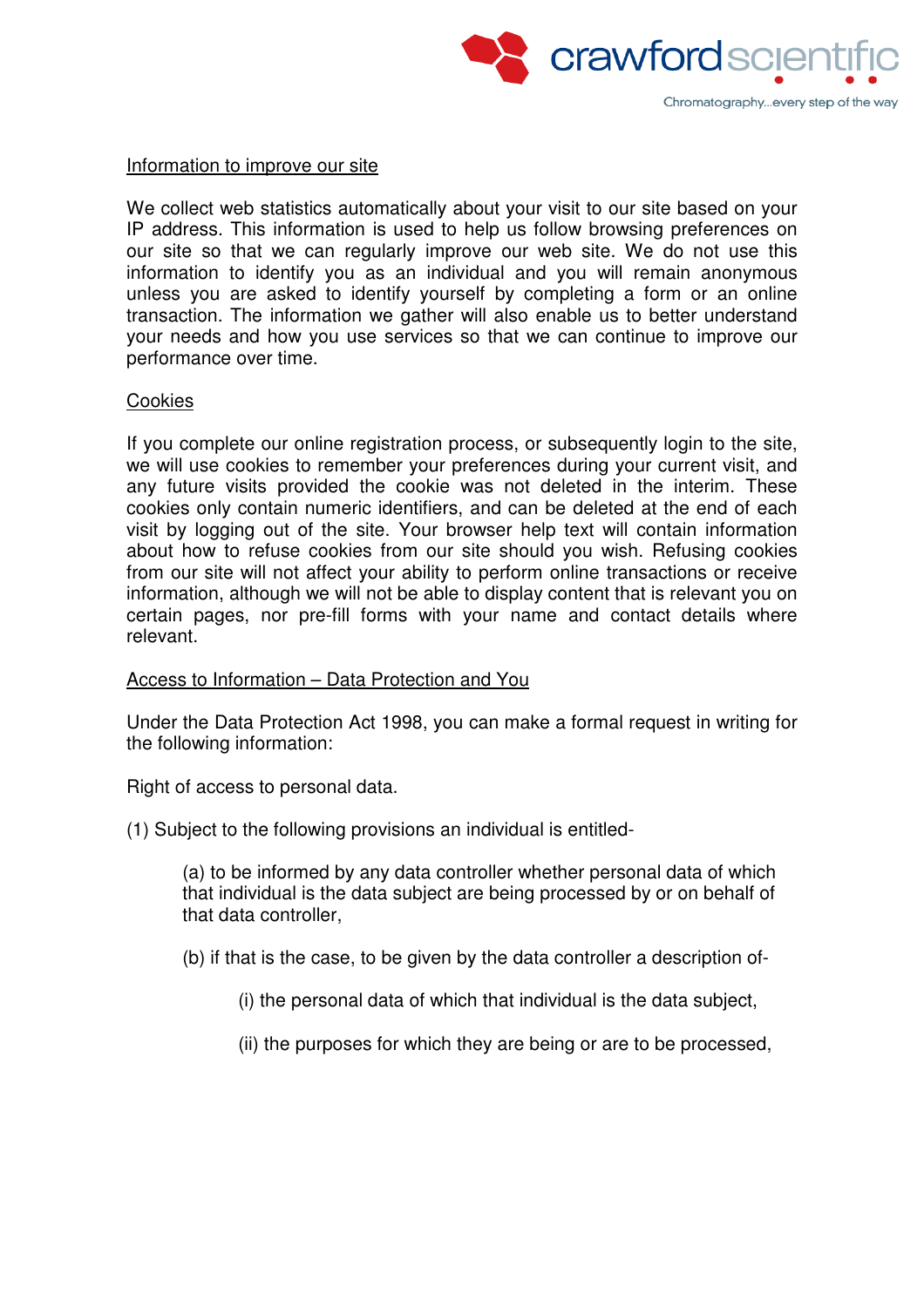Information to improve our site

We collect web statistics automatically about your visit to our site based on your IP address. This information is used to help us follow browsing preferences on our site so that we can regularly improve our web site. We do not use this information to identify you as an individual and you will remain anonymous unless you are asked to identify yourself by completing a form or an online transaction. The information we gather will also enable us to better understand your needs and how you use services so that we can continue to improve our performance over time.

Cookies

If you complete our online registration process, or subsequently login to the site, we will use cookies to remember your preferences during your current visit, and any future visits provided the cookie was not deleted in the interim. These cookies only contain numeric identifiers, and can be deleted at the end of each visit by logging out of the site. Your browser help text will contain information about how to refuse cookies from our site should you wish. Refusing cookies from our site will not affect your ability to perform online transactions or receive information, although we will not be able to display content that is relevant you on certain pages, nor pre-fill forms with your name and contact details where relevant.

Access to Information – Data Protection and You

Under the Data Protection Act 1998, you can make a formal request in writing for the following information:

Right of access to personal data.

(1) Subject to the following provisions an individual is entitled-

> (a) to be informed by any data controller whether personal data of which that individual is the data subject are being processed by or on behalf of that data controller,
>
> (b) if that is the case, to be given by the data controller a description of-
>
> > (i) the personal data of which that individual is the data subject,
> >
> > (ii) the purposes for which they are being or are to be processed,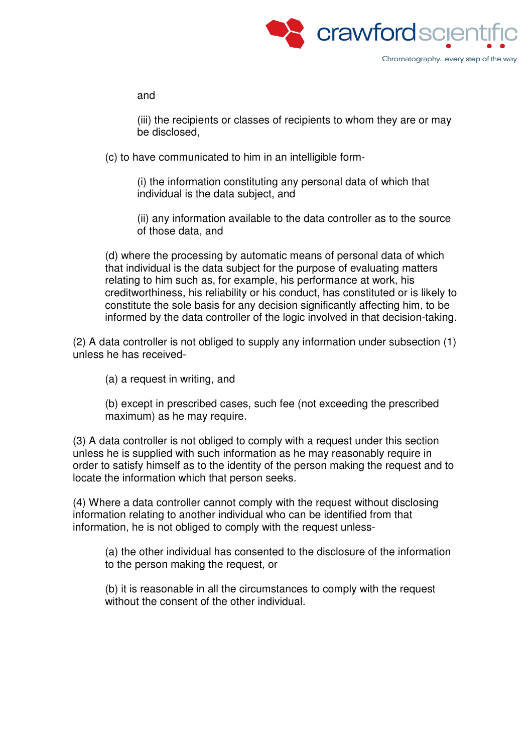and

(iii) the recipients or classes of recipients to whom they are or may be disclosed,

(c) to have communicated to him in an intelligible form-

(i) the information constituting any personal data of which that individual is the data subject, and

(ii) any information available to the data controller as to the source of those data, and

(d) where the processing by automatic means of personal data of which that individual is the data subject for the purpose of evaluating matters relating to him such as, for example, his performance at work, his creditworthiness, his reliability or his conduct, has constituted or is likely to constitute the sole basis for any decision significantly affecting him, to be informed by the data controller of the logic involved in that decision-taking.

(2) A data controller is not obliged to supply any information under subsection (1) unless he has received-

(a) a request in writing, and

(b) except in prescribed cases, such fee (not exceeding the prescribed maximum) as he may require.

(3) A data controller is not obliged to comply with a request under this section unless he is supplied with such information as he may reasonably require in order to satisfy himself as to the identity of the person making the request and to locate the information which that person seeks.

(4) Where a data controller cannot comply with the request without disclosing information relating to another individual who can be identified from that information, he is not obliged to comply with the request unless-

(a) the other individual has consented to the disclosure of the information to the person making the request, or

(b) it is reasonable in all the circumstances to comply with the request without the consent of the other individual.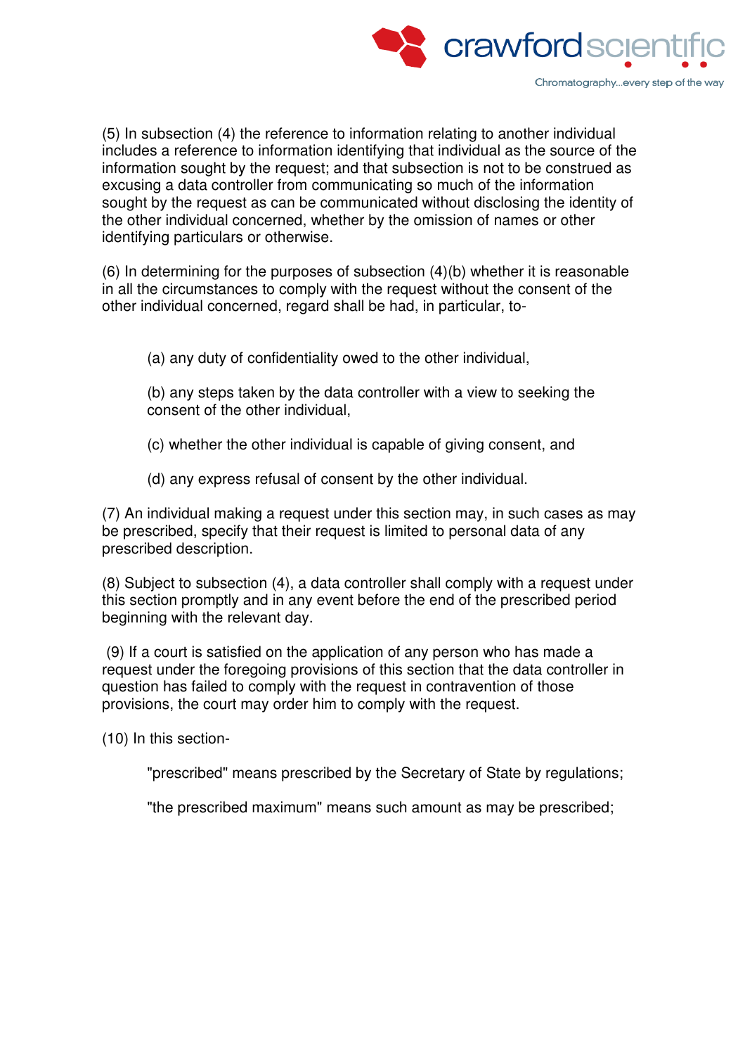(5) In subsection (4) the reference to information relating to another individual includes a reference to information identifying that individual as the source of the information sought by the request; and that subsection is not to be construed as excusing a data controller from communicating so much of the information sought by the request as can be communicated without disclosing the identity of the other individual concerned, whether by the omission of names or other identifying particulars or otherwise.

(6) In determining for the purposes of subsection (4)(b) whether it is reasonable in all the circumstances to comply with the request without the consent of the other individual concerned, regard shall be had, in particular, to-

> (a) any duty of confidentiality owed to the other individual,
>
> (b) any steps taken by the data controller with a view to seeking the consent of the other individual,
>
> (c) whether the other individual is capable of giving consent, and
>
> (d) any express refusal of consent by the other individual.

(7) An individual making a request under this section may, in such cases as may be prescribed, specify that their request is limited to personal data of any prescribed description.

(8) Subject to subsection (4), a data controller shall comply with a request under this section promptly and in any event before the end of the prescribed period beginning with the relevant day.

(9) If a court is satisfied on the application of any person who has made a request under the foregoing provisions of this section that the data controller in question has failed to comply with the request in contravention of those provisions, the court may order him to comply with the request.

(10) In this section-

> "prescribed" means prescribed by the Secretary of State by regulations;
>
> "the prescribed maximum" means such amount as may be prescribed;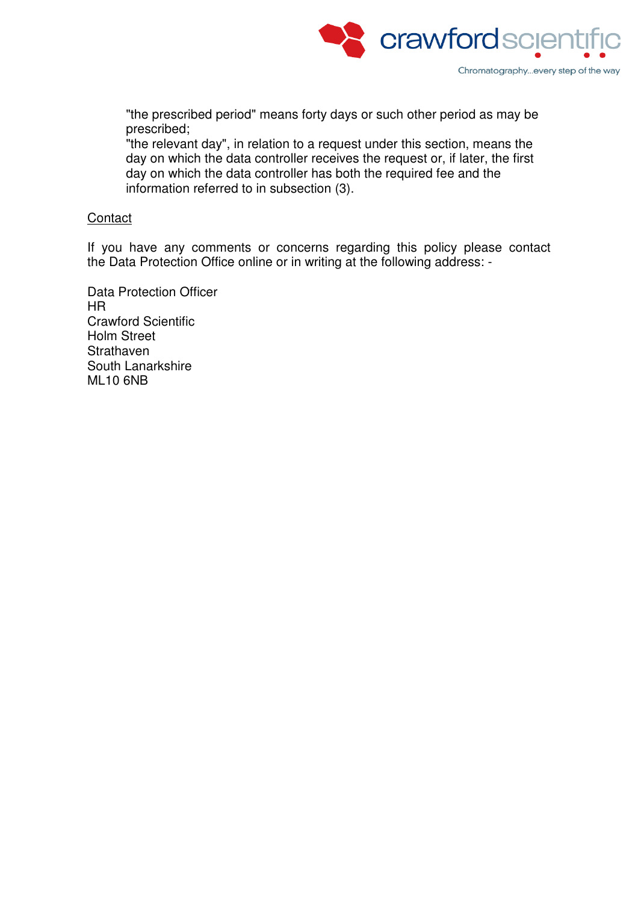"the prescribed period" means forty days or such other period as may be prescribed;

"the relevant day", in relation to a request under this section, means the day on which the data controller receives the request or, if later, the first day on which the data controller has both the required fee and the information referred to in subsection (3).

## Contact

If you have any comments or concerns regarding this policy please contact the Data Protection Office online or in writing at the following address: -

Data Protection Officer
HR
Crawford Scientific
Holm Street
Strathaven
South Lanarkshire
ML10 6NB